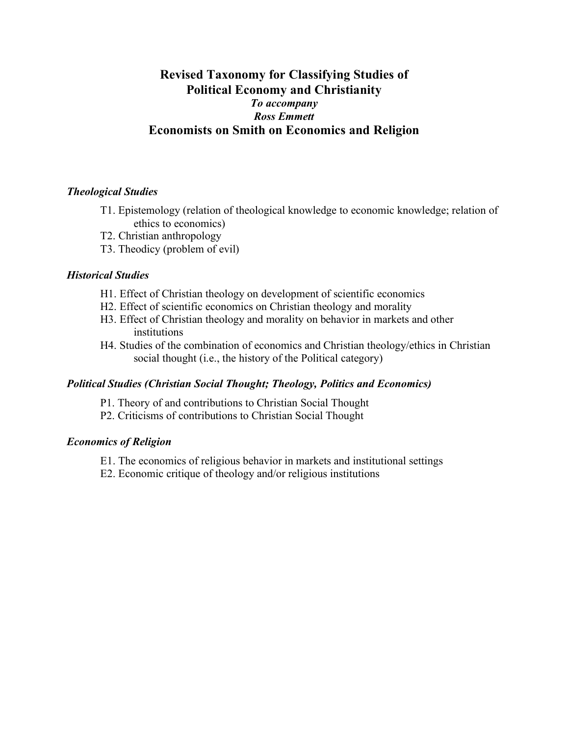# Revised Taxonomy for Classifying Studies of Political Economy and Christianity

***To accompany***

***Ross Emmett***

## Economists on Smith on Economics and Religion

### *Theological Studies*

- T1. Epistemology (relation of theological knowledge to economic knowledge; relation of ethics to economics)
- T2. Christian anthropology
- T3. Theodicy (problem of evil)

### *Historical Studies*

- H1. Effect of Christian theology on development of scientific economics
- H2. Effect of scientific economics on Christian theology and morality
- H3. Effect of Christian theology and morality on behavior in markets and other institutions
- H4. Studies of the combination of economics and Christian theology/ethics in Christian social thought (i.e., the history of the Political category)

### *Political Studies (Christian Social Thought; Theology, Politics and Economics)*

- P1. Theory of and contributions to Christian Social Thought
- P2. Criticisms of contributions to Christian Social Thought

### *Economics of Religion*

- E1. The economics of religious behavior in markets and institutional settings
- E2. Economic critique of theology and/or religious institutions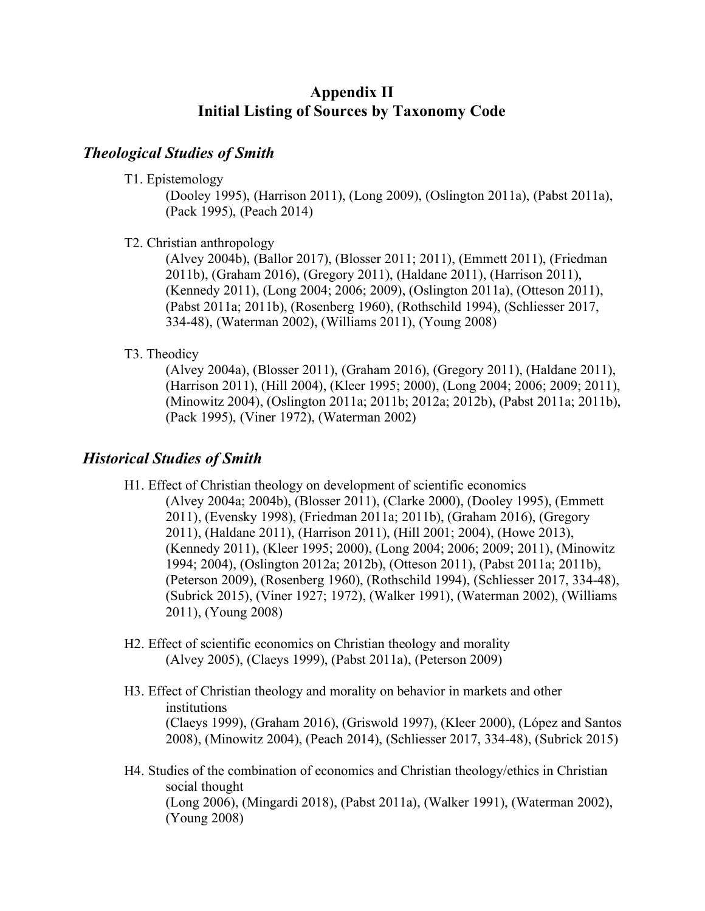# Appendix II
# Initial Listing of Sources by Taxonomy Code

## *Theological Studies of Smith*

T1. Epistemology
(Dooley 1995), (Harrison 2011), (Long 2009), (Oslington 2011a), (Pabst 2011a), (Pack 1995), (Peach 2014)

T2. Christian anthropology
(Alvey 2004b), (Ballor 2017), (Blosser 2011; 2011), (Emmett 2011), (Friedman 2011b), (Graham 2016), (Gregory 2011), (Haldane 2011), (Harrison 2011), (Kennedy 2011), (Long 2004; 2006; 2009), (Oslington 2011a), (Otteson 2011), (Pabst 2011a; 2011b), (Rosenberg 1960), (Rothschild 1994), (Schliesser 2017, 334-48), (Waterman 2002), (Williams 2011), (Young 2008)

T3. Theodicy
(Alvey 2004a), (Blosser 2011), (Graham 2016), (Gregory 2011), (Haldane 2011), (Harrison 2011), (Hill 2004), (Kleer 1995; 2000), (Long 2004; 2006; 2009; 2011), (Minowitz 2004), (Oslington 2011a; 2011b; 2012a; 2012b), (Pabst 2011a; 2011b), (Pack 1995), (Viner 1972), (Waterman 2002)

## *Historical Studies of Smith*

H1. Effect of Christian theology on development of scientific economics
(Alvey 2004a; 2004b), (Blosser 2011), (Clarke 2000), (Dooley 1995), (Emmett 2011), (Evensky 1998), (Friedman 2011a; 2011b), (Graham 2016), (Gregory 2011), (Haldane 2011), (Harrison 2011), (Hill 2001; 2004), (Howe 2013), (Kennedy 2011), (Kleer 1995; 2000), (Long 2004; 2006; 2009; 2011), (Minowitz 1994; 2004), (Oslington 2012a; 2012b), (Otteson 2011), (Pabst 2011a; 2011b), (Peterson 2009), (Rosenberg 1960), (Rothschild 1994), (Schliesser 2017, 334-48), (Subrick 2015), (Viner 1927; 1972), (Walker 1991), (Waterman 2002), (Williams 2011), (Young 2008)

H2. Effect of scientific economics on Christian theology and morality
(Alvey 2005), (Claeys 1999), (Pabst 2011a), (Peterson 2009)

H3. Effect of Christian theology and morality on behavior in markets and other institutions
(Claeys 1999), (Graham 2016), (Griswold 1997), (Kleer 2000), (López and Santos 2008), (Minowitz 2004), (Peach 2014), (Schliesser 2017, 334-48), (Subrick 2015)

H4. Studies of the combination of economics and Christian theology/ethics in Christian social thought
(Long 2006), (Mingardi 2018), (Pabst 2011a), (Walker 1991), (Waterman 2002), (Young 2008)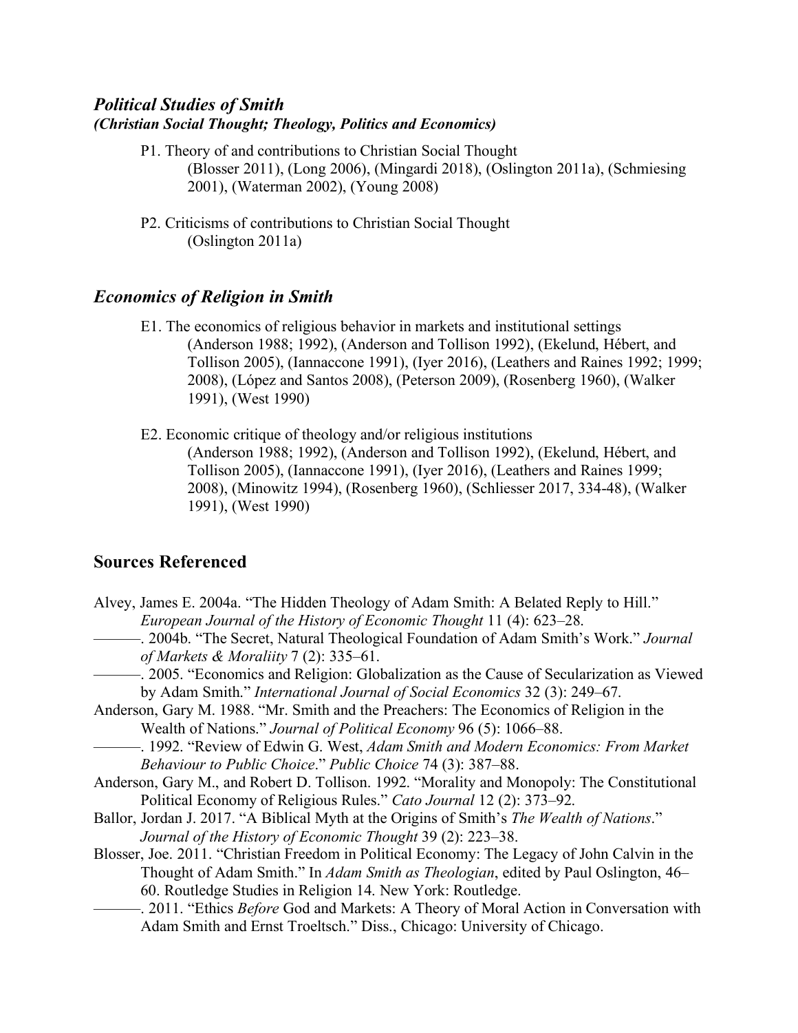### *Political Studies of Smith*
#### *(Christian Social Thought; Theology, Politics and Economics)*

P1. Theory of and contributions to Christian Social Thought
(Blosser 2011), (Long 2006), (Mingardi 2018), (Oslington 2011a), (Schmiesing 2001), (Waterman 2002), (Young 2008)

P2. Criticisms of contributions to Christian Social Thought
(Oslington 2011a)

## *Economics of Religion in Smith*

E1. The economics of religious behavior in markets and institutional settings
(Anderson 1988; 1992), (Anderson and Tollison 1992), (Ekelund, Hébert, and Tollison 2005), (Iannaccone 1991), (Iyer 2016), (Leathers and Raines 1992; 1999; 2008), (López and Santos 2008), (Peterson 2009), (Rosenberg 1960), (Walker 1991), (West 1990)

E2. Economic critique of theology and/or religious institutions
(Anderson 1988; 1992), (Anderson and Tollison 1992), (Ekelund, Hébert, and Tollison 2005), (Iannaccone 1991), (Iyer 2016), (Leathers and Raines 1999; 2008), (Minowitz 1994), (Rosenberg 1960), (Schliesser 2017, 334-48), (Walker 1991), (West 1990)

## Sources Referenced

Alvey, James E. 2004a. "The Hidden Theology of Adam Smith: A Belated Reply to Hill." *European Journal of the History of Economic Thought* 11 (4): 623–28.

———. 2004b. "The Secret, Natural Theological Foundation of Adam Smith's Work." *Journal of Markets & Moraliity* 7 (2): 335–61.

———. 2005. "Economics and Religion: Globalization as the Cause of Secularization as Viewed by Adam Smith." *International Journal of Social Economics* 32 (3): 249–67.

Anderson, Gary M. 1988. "Mr. Smith and the Preachers: The Economics of Religion in the Wealth of Nations." *Journal of Political Economy* 96 (5): 1066–88.

———. 1992. "Review of Edwin G. West, *Adam Smith and Modern Economics: From Market Behaviour to Public Choice*." *Public Choice* 74 (3): 387–88.

Anderson, Gary M., and Robert D. Tollison. 1992. "Morality and Monopoly: The Constitutional Political Economy of Religious Rules." *Cato Journal* 12 (2): 373–92.

Ballor, Jordan J. 2017. "A Biblical Myth at the Origins of Smith's *The Wealth of Nations*." *Journal of the History of Economic Thought* 39 (2): 223–38.

Blosser, Joe. 2011. "Christian Freedom in Political Economy: The Legacy of John Calvin in the Thought of Adam Smith." In *Adam Smith as Theologian*, edited by Paul Oslington, 46–60. Routledge Studies in Religion 14. New York: Routledge.

———. 2011. "Ethics *Before* God and Markets: A Theory of Moral Action in Conversation with Adam Smith and Ernst Troeltsch." Diss., Chicago: University of Chicago.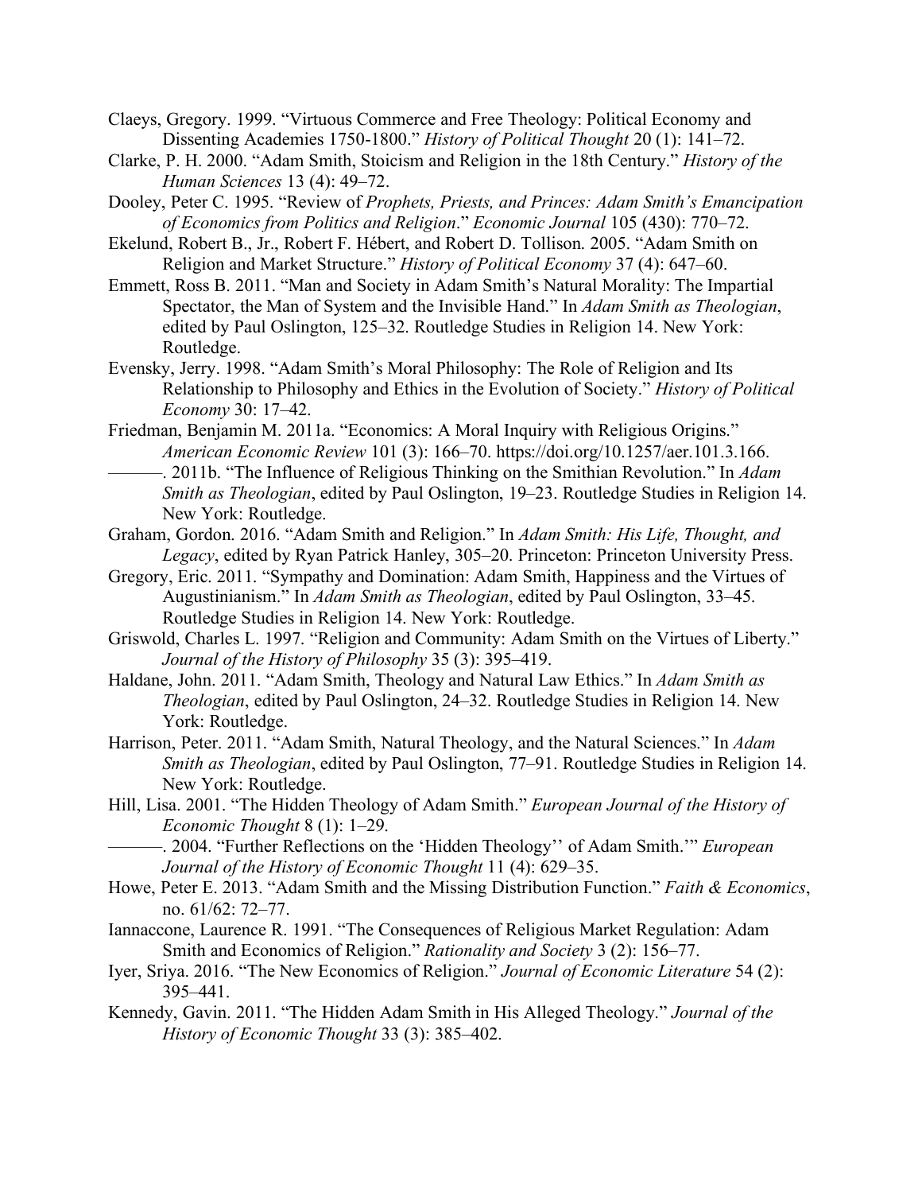Claeys, Gregory. 1999. "Virtuous Commerce and Free Theology: Political Economy and Dissenting Academies 1750-1800." *History of Political Thought* 20 (1): 141–72.

Clarke, P. H. 2000. "Adam Smith, Stoicism and Religion in the 18th Century." *History of the Human Sciences* 13 (4): 49–72.

Dooley, Peter C. 1995. "Review of *Prophets, Priests, and Princes: Adam Smith's Emancipation of Economics from Politics and Religion*." *Economic Journal* 105 (430): 770–72.

Ekelund, Robert B., Jr., Robert F. Hébert, and Robert D. Tollison. 2005. "Adam Smith on Religion and Market Structure." *History of Political Economy* 37 (4): 647–60.

Emmett, Ross B. 2011. "Man and Society in Adam Smith's Natural Morality: The Impartial Spectator, the Man of System and the Invisible Hand." In *Adam Smith as Theologian*, edited by Paul Oslington, 125–32. Routledge Studies in Religion 14. New York: Routledge.

Evensky, Jerry. 1998. "Adam Smith's Moral Philosophy: The Role of Religion and Its Relationship to Philosophy and Ethics in the Evolution of Society." *History of Political Economy* 30: 17–42.

Friedman, Benjamin M. 2011a. "Economics: A Moral Inquiry with Religious Origins." *American Economic Review* 101 (3): 166–70. https://doi.org/10.1257/aer.101.3.166.

———. 2011b. "The Influence of Religious Thinking on the Smithian Revolution." In *Adam Smith as Theologian*, edited by Paul Oslington, 19–23. Routledge Studies in Religion 14. New York: Routledge.

Graham, Gordon. 2016. "Adam Smith and Religion." In *Adam Smith: His Life, Thought, and Legacy*, edited by Ryan Patrick Hanley, 305–20. Princeton: Princeton University Press.

Gregory, Eric. 2011. "Sympathy and Domination: Adam Smith, Happiness and the Virtues of Augustinianism." In *Adam Smith as Theologian*, edited by Paul Oslington, 33–45. Routledge Studies in Religion 14. New York: Routledge.

Griswold, Charles L. 1997. "Religion and Community: Adam Smith on the Virtues of Liberty." *Journal of the History of Philosophy* 35 (3): 395–419.

Haldane, John. 2011. "Adam Smith, Theology and Natural Law Ethics." In *Adam Smith as Theologian*, edited by Paul Oslington, 24–32. Routledge Studies in Religion 14. New York: Routledge.

Harrison, Peter. 2011. "Adam Smith, Natural Theology, and the Natural Sciences." In *Adam Smith as Theologian*, edited by Paul Oslington, 77–91. Routledge Studies in Religion 14. New York: Routledge.

Hill, Lisa. 2001. "The Hidden Theology of Adam Smith." *European Journal of the History of Economic Thought* 8 (1): 1–29.

———. 2004. "Further Reflections on the 'Hidden Theology'' of Adam Smith.'" *European Journal of the History of Economic Thought* 11 (4): 629–35.

Howe, Peter E. 2013. "Adam Smith and the Missing Distribution Function." *Faith & Economics*, no. 61/62: 72–77.

Iannaccone, Laurence R. 1991. "The Consequences of Religious Market Regulation: Adam Smith and Economics of Religion." *Rationality and Society* 3 (2): 156–77.

Iyer, Sriya. 2016. "The New Economics of Religion." *Journal of Economic Literature* 54 (2): 395–441.

Kennedy, Gavin. 2011. "The Hidden Adam Smith in His Alleged Theology." *Journal of the History of Economic Thought* 33 (3): 385–402.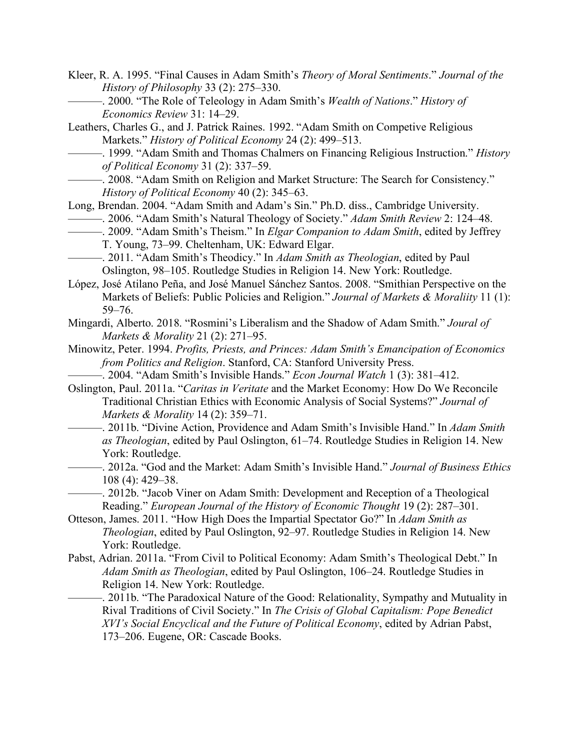Kleer, R. A. 1995. "Final Causes in Adam Smith's *Theory of Moral Sentiments*." *Journal of the History of Philosophy* 33 (2): 275–330.

———. 2000. "The Role of Teleology in Adam Smith's *Wealth of Nations*." *History of Economics Review* 31: 14–29.

Leathers, Charles G., and J. Patrick Raines. 1992. "Adam Smith on Competive Religious Markets." *History of Political Economy* 24 (2): 499–513.

———. 1999. "Adam Smith and Thomas Chalmers on Financing Religious Instruction." *History of Political Economy* 31 (2): 337–59.

———. 2008. "Adam Smith on Religion and Market Structure: The Search for Consistency." *History of Political Economy* 40 (2): 345–63.

Long, Brendan. 2004. "Adam Smith and Adam's Sin." Ph.D. diss., Cambridge University.

———. 2006. "Adam Smith's Natural Theology of Society." *Adam Smith Review* 2: 124–48.

———. 2009. "Adam Smith's Theism." In *Elgar Companion to Adam Smith*, edited by Jeffrey T. Young, 73–99. Cheltenham, UK: Edward Elgar.

———. 2011. "Adam Smith's Theodicy." In *Adam Smith as Theologian*, edited by Paul Oslington, 98–105. Routledge Studies in Religion 14. New York: Routledge.

López, José Atilano Peña, and José Manuel Sánchez Santos. 2008. "Smithian Perspective on the Markets of Beliefs: Public Policies and Religion." *Journal of Markets & Moraliity* 11 (1): 59–76.

Mingardi, Alberto. 2018. "Rosmini's Liberalism and the Shadow of Adam Smith." *Joural of Markets & Morality* 21 (2): 271–95.

Minowitz, Peter. 1994. *Profits, Priests, and Princes: Adam Smith's Emancipation of Economics from Politics and Religion*. Stanford, CA: Stanford University Press.

———. 2004. "Adam Smith's Invisible Hands." *Econ Journal Watch* 1 (3): 381–412.

Oslington, Paul. 2011a. "*Caritas in Veritate* and the Market Economy: How Do We Reconcile Traditional Christian Ethics with Economic Analysis of Social Systems?" *Journal of Markets & Morality* 14 (2): 359–71.

———. 2011b. "Divine Action, Providence and Adam Smith's Invisible Hand." In *Adam Smith as Theologian*, edited by Paul Oslington, 61–74. Routledge Studies in Religion 14. New York: Routledge.

———. 2012a. "God and the Market: Adam Smith's Invisible Hand." *Journal of Business Ethics* 108 (4): 429–38.

———. 2012b. "Jacob Viner on Adam Smith: Development and Reception of a Theological Reading." *European Journal of the History of Economic Thought* 19 (2): 287–301.

Otteson, James. 2011. "How High Does the Impartial Spectator Go?" In *Adam Smith as Theologian*, edited by Paul Oslington, 92–97. Routledge Studies in Religion 14. New York: Routledge.

Pabst, Adrian. 2011a. "From Civil to Political Economy: Adam Smith's Theological Debt." In *Adam Smith as Theologian*, edited by Paul Oslington, 106–24. Routledge Studies in Religion 14. New York: Routledge.

———. 2011b. "The Paradoxical Nature of the Good: Relationality, Sympathy and Mutuality in Rival Traditions of Civil Society." In *The Crisis of Global Capitalism: Pope Benedict XVI's Social Encyclical and the Future of Political Economy*, edited by Adrian Pabst, 173–206. Eugene, OR: Cascade Books.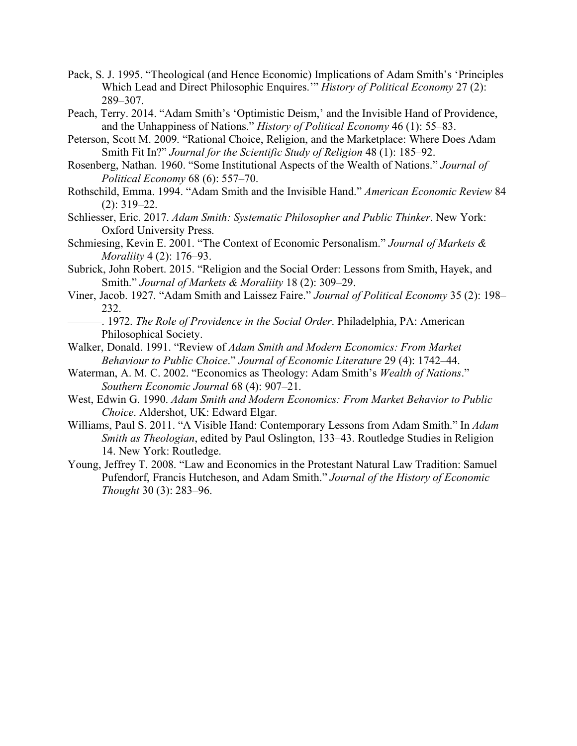Pack, S. J. 1995. "Theological (and Hence Economic) Implications of Adam Smith's 'Principles Which Lead and Direct Philosophic Enquires.'" *History of Political Economy* 27 (2): 289–307.

Peach, Terry. 2014. "Adam Smith's 'Optimistic Deism,' and the Invisible Hand of Providence, and the Unhappiness of Nations." *History of Political Economy* 46 (1): 55–83.

Peterson, Scott M. 2009. "Rational Choice, Religion, and the Marketplace: Where Does Adam Smith Fit In?" *Journal for the Scientific Study of Religion* 48 (1): 185–92.

Rosenberg, Nathan. 1960. "Some Institutional Aspects of the Wealth of Nations." *Journal of Political Economy* 68 (6): 557–70.

Rothschild, Emma. 1994. "Adam Smith and the Invisible Hand." *American Economic Review* 84 (2): 319–22.

Schliesser, Eric. 2017. *Adam Smith: Systematic Philosopher and Public Thinker*. New York: Oxford University Press.

Schmiesing, Kevin E. 2001. "The Context of Economic Personalism." *Journal of Markets & Moraliity* 4 (2): 176–93.

Subrick, John Robert. 2015. "Religion and the Social Order: Lessons from Smith, Hayek, and Smith." *Journal of Markets & Moraliity* 18 (2): 309–29.

Viner, Jacob. 1927. "Adam Smith and Laissez Faire." *Journal of Political Economy* 35 (2): 198–232.

———. 1972. *The Role of Providence in the Social Order*. Philadelphia, PA: American Philosophical Society.

Walker, Donald. 1991. "Review of *Adam Smith and Modern Economics: From Market Behaviour to Public Choice*." *Journal of Economic Literature* 29 (4): 1742–44.

Waterman, A. M. C. 2002. "Economics as Theology: Adam Smith's *Wealth of Nations*." *Southern Economic Journal* 68 (4): 907–21.

West, Edwin G. 1990. *Adam Smith and Modern Economics: From Market Behavior to Public Choice*. Aldershot, UK: Edward Elgar.

Williams, Paul S. 2011. "A Visible Hand: Contemporary Lessons from Adam Smith." In *Adam Smith as Theologian*, edited by Paul Oslington, 133–43. Routledge Studies in Religion 14. New York: Routledge.

Young, Jeffrey T. 2008. "Law and Economics in the Protestant Natural Law Tradition: Samuel Pufendorf, Francis Hutcheson, and Adam Smith." *Journal of the History of Economic Thought* 30 (3): 283–96.